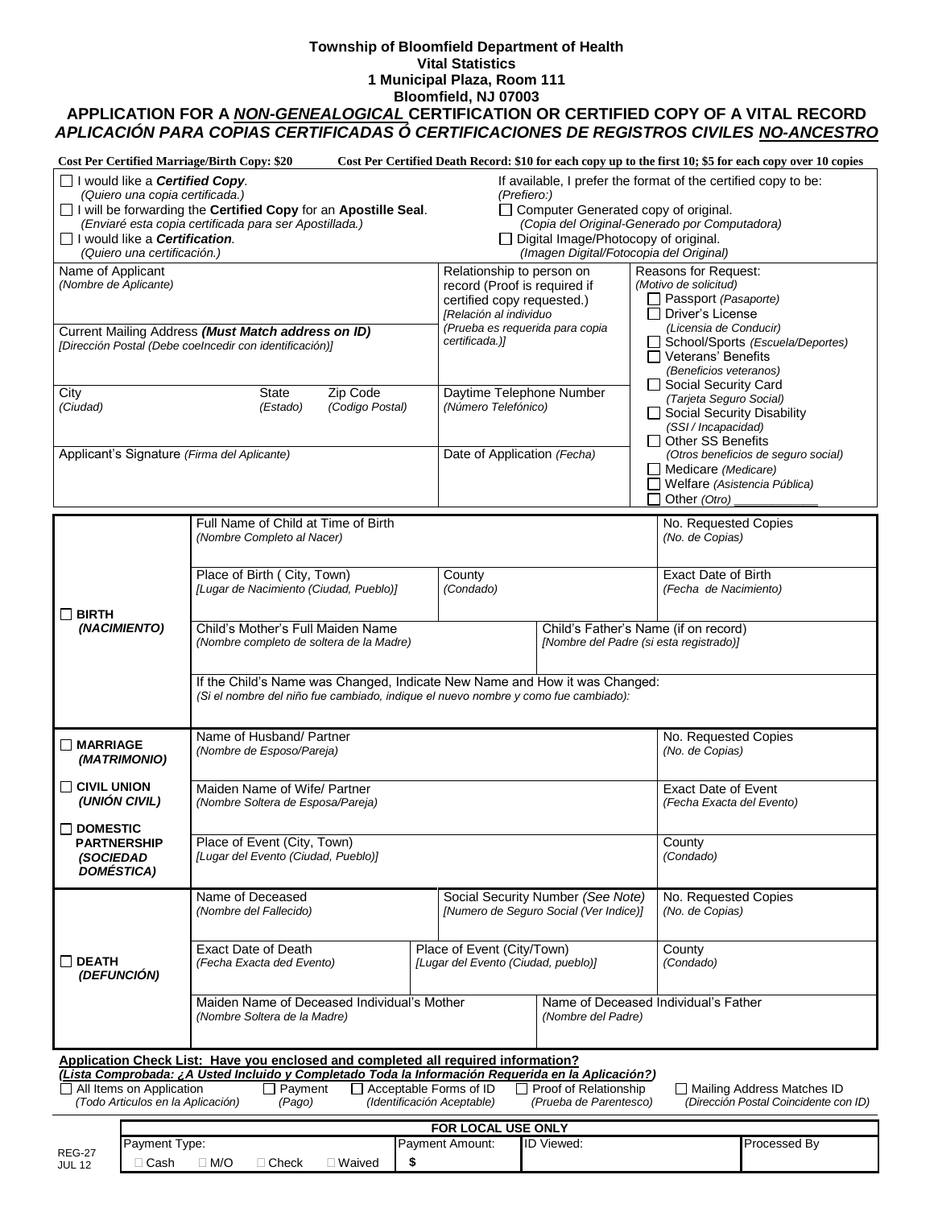**Township of Bloomfield Department of Health**
**Vital Statistics**
**1 Municipal Plaza, Room 111**
**Bloomfield, NJ 07003**

# APPLICATION FOR A *NON-GENEALOGICAL* CERTIFICATION OR CERTIFIED COPY OF A VITAL RECORD

## *APLICACIÓN PARA COPIAS CERTIFICADAS Ó CERTIFICACIONES DE REGISTROS CIVILES NO-ANCESTRO*

**Cost Per Certified Marriage/Birth Copy: $20** **Cost Per Certified Death Record: $10 for each copy up to the first 10; $5 for each copy over 10 copies**

☐ I would like a ***Certified Copy***.
*(Quiero una copia certificada.)*
☐ I will be forwarding the **Certified Copy** for an **Apostille Seal**.
*(Enviaré esta copia certificada para ser Apostillada.)*
☐ I would like a ***Certification***.
*(Quiero una certificación.)*

If available, I prefer the format of the certified copy to be:
*(Prefiero:)*
☐ Computer Generated copy of original.
*(Copia del Original-Generado por Computadora)*
☐ Digital Image/Photocopy of original.
*(Imagen Digital/Fotocopia del Original)*

| | | | | |
|---|---|---|---|---|
| Name of Applicant *(Nombre de Aplicante)* | | | Relationship to person on record (Proof is required if certified copy requested.) *[Relación al individuo (Prueba es requerida para copia certificada.)]* | Reasons for Request: *(Motivo de solicitud)* ☐ Passport *(Pasaporte)* ☐ Driver's License *(Licensia de Conducir)* ☐ School/Sports *(Escuela/Deportes)* ☐ Veterans' Benefits *(Beneficios veteranos)* ☐ Social Security Card *(Tarjeta Seguro Social)* ☐ Social Security Disability *(SSI / Incapacidad)* ☐ Other SS Benefits *(Otros beneficios de seguro social)* ☐ Medicare *(Medicare)* ☐ Welfare *(Asistencia Pública)* ☐ Other *(Otro)* ___________ |
| Current Mailing Address ***(Must Match address on ID)*** *[Dirección Postal (Debe coeIncedir con identificación)]* | | | | |
| City *(Ciudad)* | State *(Estado)* | Zip Code *(Codigo Postal)* | Daytime Telephone Number *(Número Telefónico)* | |
| Applicant's Signature *(Firma del Aplicante)* | | | Date of Application *(Fecha)* | |

| | | | |
|---|---|---|---|
| ☐ **BIRTH** ***(NACIMIENTO)*** | Full Name of Child at Time of Birth *(Nombre Completo al Nacer)* | | No. Requested Copies *(No. de Copias)* |
| | Place of Birth ( City, Town) *[Lugar de Nacimiento (Ciudad, Pueblo)]* | County *(Condado)* | Exact Date of Birth *(Fecha de Nacimiento)* |
| | Child's Mother's Full Maiden Name *(Nombre completo de soltera de la Madre)* | Child's Father's Name (if on record) *[Nombre del Padre (si esta registrado)]* | |
| | If the Child's Name was Changed, Indicate New Name and How it was Changed: *(Si el nombre del niño fue cambiado, indique el nuevo nombre y como fue cambiado):* | | |

| | | |
|---|---|---|
| ☐ **MARRIAGE** ***(MATRIMONIO)*** ☐ **CIVIL UNION** ***(UNIÓN CIVIL)*** ☐ **DOMESTIC PARTNERSHIP** ***(SOCIEDAD DOMÉSTICA)*** | Name of Husband/ Partner *(Nombre de Esposo/Pareja)* | No. Requested Copies *(No. de Copias)* |
| | Maiden Name of Wife/ Partner *(Nombre Soltera de Esposa/Pareja)* | Exact Date of Event *(Fecha Exacta del Evento)* |
| | Place of Event (City, Town) *[Lugar del Evento (Ciudad, Pueblo)]* | County *(Condado)* |

| | | | |
|---|---|---|---|
| ☐ **DEATH** ***(DEFUNCIÓN)*** | Name of Deceased *(Nombre del Fallecido)* | Social Security Number *(See Note)* *[Numero de Seguro Social (Ver Indice)]* | No. Requested Copies *(No. de Copias)* |
| | Exact Date of Death *(Fecha Exacta ded Evento)* | Place of Event (City/Town) *[Lugar del Evento (Ciudad, pueblo)]* | County *(Condado)* |
| | Maiden Name of Deceased Individual's Mother *(Nombre Soltera de la Madre)* | Name of Deceased Individual's Father *(Nombre del Padre)* | |

**Application Check List: Have you enclosed and completed all required information?**
***(Lista Comprobada: ¿A Usted Incluido y Completado Toda la Información Requerida en la Aplicación?)***

☐ All Items on Application *(Todo Articulos en la Aplicación)* ☐ Payment *(Pago)* ☐ Acceptable Forms of ID *(Identificación Aceptable)* ☐ Proof of Relationship *(Prueba de Parentesco)* ☐ Mailing Address Matches ID *(Dirección Postal Coincidente con ID)*

| **FOR LOCAL USE ONLY** | | | |
|---|---|---|---|
| Payment Type: | Payment Amount: | ID Viewed: | Processed By |
| ☐ Cash ☐ M/O ☐ Check ☐ Waived | $ | | |

REG-27
JUL 12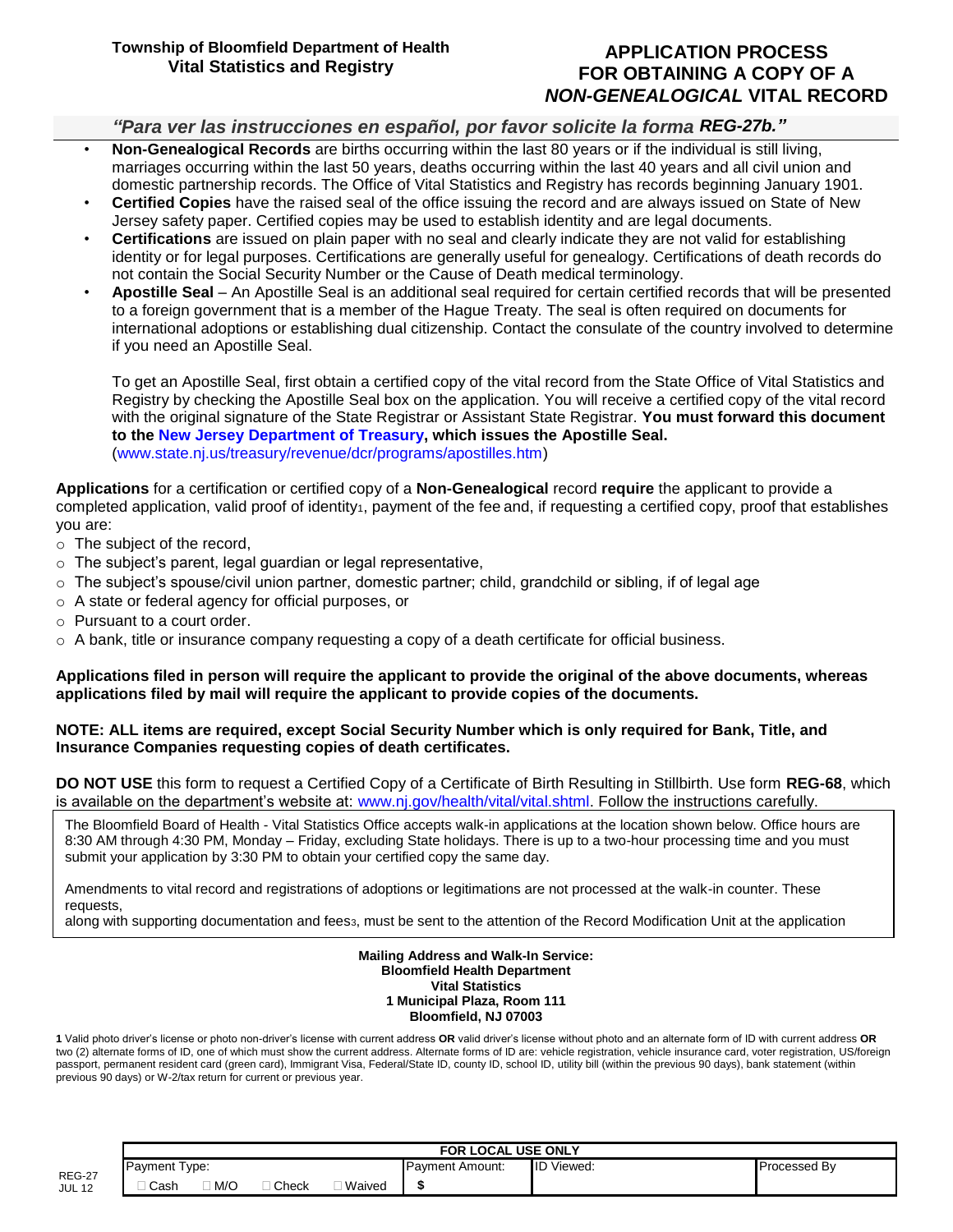**Township of Bloomfield Department of Health**
**Vital Statistics and Registry**

# APPLICATION PROCESS FOR OBTAINING A COPY OF A *NON-GENEALOGICAL* VITAL RECORD

***"Para ver las instrucciones en español, por favor solicite la forma REG-27b."***

- **Non-Genealogical Records** are births occurring within the last 80 years or if the individual is still living, marriages occurring within the last 50 years, deaths occurring within the last 40 years and all civil union and domestic partnership records. The Office of Vital Statistics and Registry has records beginning January 1901.
- **Certified Copies** have the raised seal of the office issuing the record and are always issued on State of New Jersey safety paper. Certified copies may be used to establish identity and are legal documents.
- **Certifications** are issued on plain paper with no seal and clearly indicate they are not valid for establishing identity or for legal purposes. Certifications are generally useful for genealogy. Certifications of death records do not contain the Social Security Number or the Cause of Death medical terminology.
- **Apostille Seal** – An Apostille Seal is an additional seal required for certain certified records that will be presented to a foreign government that is a member of the Hague Treaty. The seal is often required on documents for international adoptions or establishing dual citizenship. Contact the consulate of the country involved to determine if you need an Apostille Seal.

  To get an Apostille Seal, first obtain a certified copy of the vital record from the State Office of Vital Statistics and Registry by checking the Apostille Seal box on the application. You will receive a certified copy of the vital record with the original signature of the State Registrar or Assistant State Registrar. **You must forward this document to the New Jersey Department of Treasury, which issues the Apostille Seal.** (www.state.nj.us/treasury/revenue/dcr/programs/apostilles.htm)

**Applications** for a certification or certified copy of a **Non-Genealogical** record **require** the applicant to provide a completed application, valid proof of identity[1], payment of the fee and, if requesting a certified copy, proof that establishes you are:

- The subject of the record,
- The subject's parent, legal guardian or legal representative,
- The subject's spouse/civil union partner, domestic partner; child, grandchild or sibling, if of legal age
- A state or federal agency for official purposes, or
- Pursuant to a court order.
- A bank, title or insurance company requesting a copy of a death certificate for official business.

**Applications filed in person will require the applicant to provide the original of the above documents, whereas applications filed by mail will require the applicant to provide copies of the documents.**

**NOTE: ALL items are required, except Social Security Number which is only required for Bank, Title, and Insurance Companies requesting copies of death certificates.**

**DO NOT USE** this form to request a Certified Copy of a Certificate of Birth Resulting in Stillbirth. Use form **REG-68**, which is available on the department's website at: www.nj.gov/health/vital/vital.shtml. Follow the instructions carefully.

The Bloomfield Board of Health - Vital Statistics Office accepts walk-in applications at the location shown below. Office hours are 8:30 AM through 4:30 PM, Monday – Friday, excluding State holidays. There is up to a two-hour processing time and you must submit your application by 3:30 PM to obtain your certified copy the same day.

Amendments to vital record and registrations of adoptions or legitimations are not processed at the walk-in counter. These requests,
along with supporting documentation and fees[3], must be sent to the attention of the Record Modification Unit at the application

**Mailing Address and Walk-In Service:**
**Bloomfield Health Department**
**Vital Statistics**
**1 Municipal Plaza, Room 111**
**Bloomfield, NJ 07003**

**1** Valid photo driver's license or photo non-driver's license with current address **OR** valid driver's license without photo and an alternate form of ID with current address **OR** two (2) alternate forms of ID, one of which must show the current address. Alternate forms of ID are: vehicle registration, vehicle insurance card, voter registration, US/foreign passport, permanent resident card (green card), Immigrant Visa, Federal/State ID, county ID, school ID, utility bill (within the previous 90 days), bank statement (within previous 90 days) or W-2/tax return for current or previous year.

| FOR LOCAL USE ONLY | | | |
|---|---|---|---|
| Payment Type: | Payment Amount: | ID Viewed: | Processed By |
| ☐ Cash ☐ M/O ☐ Check ☐ Waived | $ | | |

REG-27
JUL 12